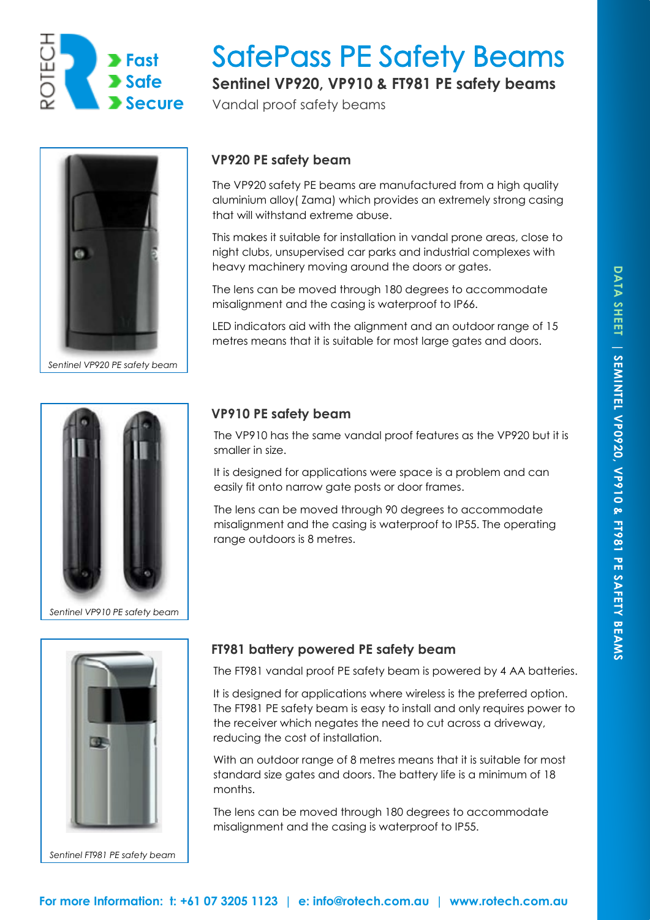ROTECH

**Fast**
**Safe**
**Secure**

# SafePass PE Safety Beams

## Sentinel VP920, VP910 & FT981 PE safety beams

Vandal proof safety beams

### VP920 PE safety beam

The VP920 safety PE beams are manufactured from a high quality aluminium alloy( Zama) which provides an extremely strong casing that will withstand extreme abuse.

This makes it suitable for installation in vandal prone areas, close to night clubs, unsupervised car parks and industrial complexes with heavy machinery moving around the doors or gates.

The lens can be moved through 180 degrees to accommodate misalignment and the casing is waterproof to IP66.

LED indicators aid with the alignment and an outdoor range of 15 metres means that it is suitable for most large gates and doors.

*Sentinel VP920 PE safety beam*

### VP910 PE safety beam

The VP910 has the same vandal proof features as the VP920 but it is smaller in size.

It is designed for applications were space is a problem and can easily fit onto narrow gate posts or door frames.

The lens can be moved through 90 degrees to accommodate misalignment and the casing is waterproof to IP55. The operating range outdoors is 8 metres.

*Sentinel VP910 PE safety beam*

### FT981 battery powered PE safety beam

The FT981 vandal proof PE safety beam is powered by 4 AA batteries.

It is designed for applications where wireless is the preferred option. The FT981 PE safety beam is easy to install and only requires power to the receiver which negates the need to cut across a driveway, reducing the cost of installation.

With an outdoor range of 8 metres means that it is suitable for most standard size gates and doors. The battery life is a minimum of 18 months.

The lens can be moved through 180 degrees to accommodate misalignment and the casing is waterproof to IP55.

*Sentinel FT981 PE safety beam*

**For more Information: t: +61 07 3205 1123 | e: info@rotech.com.au | www.rotech.com.au**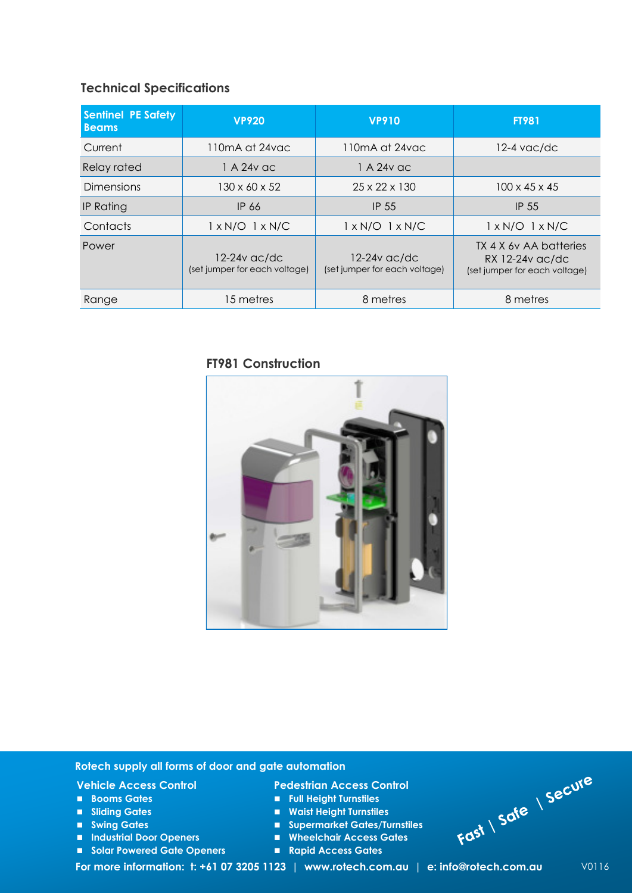## Technical Specifications

| Sentinel PE Safety Beams | VP920 | VP910 | FT981 |
|---|---|---|---|
| Current | 110mA at 24vac | 110mA at 24vac | 12-4 vac/dc |
| Relay rated | 1 A 24v ac | 1 A 24v ac | |
| Dimensions | 130 x 60 x 52 | 25 x 22 x 130 | 100 x 45 x 45 |
| IP Rating | IP 66 | IP 55 | IP 55 |
| Contacts | 1 x N/O 1 x N/C | 1 x N/O 1 x N/C | 1 x N/O 1 x N/C |
| Power | 12-24v ac/dc (set jumper for each voltage) | 12-24v ac/dc (set jumper for each voltage) | TX 4 X 6v AA batteries RX 12-24v ac/dc (set jumper for each voltage) |
| Range | 15 metres | 8 metres | 8 metres |

### FT981 Construction

**Rotech supply all forms of door and gate automation**

**Vehicle Access Control**
- Booms Gates
- Sliding Gates
- Swing Gates
- Industrial Door Openers
- Solar Powered Gate Openers

**Pedestrian Access Control**
- Full Height Turnstiles
- Waist Height Turnstiles
- Supermarket Gates/Turnstiles
- Wheelchair Access Gates
- Rapid Access Gates

Fast | Safe | Secure

**For more information: t: +61 07 3205 1123 | www.rotech.com.au | e: info@rotech.com.au**

V0116